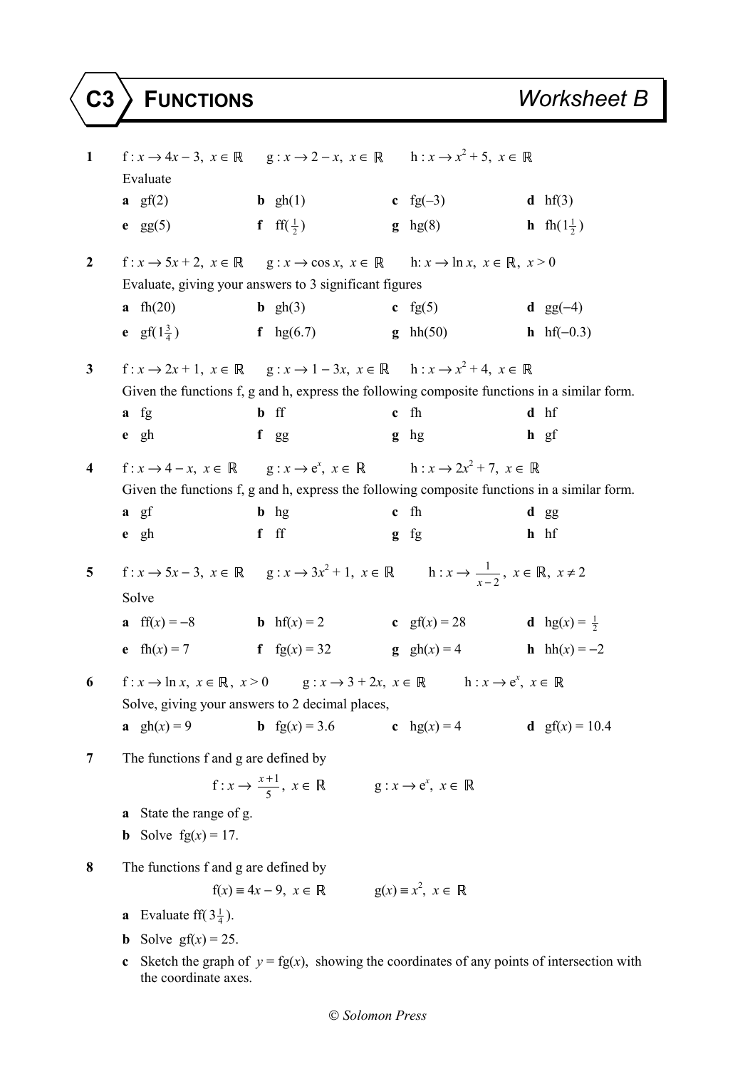# C3 FUNCTIONS — Worksheet B

**1** $\mathrm{f} : x \to 4x - 3,\ x \in \mathbb{R}$ $\quad \mathrm{g} : x \to 2 - x,\ x \in \mathbb{R}$ $\quad \mathrm{h} : x \to x^2 + 5,\ x \in \mathbb{R}$

Evaluate

**a** $\mathrm{gf}(2)$ **b** $\mathrm{gh}(1)$ **c** $\mathrm{fg}(-3)$ **d** $\mathrm{hf}(3)$

**e** $\mathrm{gg}(5)$ **f** $\mathrm{ff}(\frac{1}{2})$ **g** $\mathrm{hg}(8)$ **h** $\mathrm{fh}(1\frac{1}{2})$

**2** $\mathrm{f} : x \to 5x + 2,\ x \in \mathbb{R}$ $\quad \mathrm{g} : x \to \cos x,\ x \in \mathbb{R}$ $\quad \mathrm{h} : x \to \ln x,\ x \in \mathbb{R},\ x > 0$

Evaluate, giving your answers to 3 significant figures

**a** $\mathrm{fh}(20)$ **b** $\mathrm{gh}(3)$ **c** $\mathrm{fg}(5)$ **d** $\mathrm{gg}(-4)$

**e** $\mathrm{gf}(1\frac{3}{4})$ **f** $\mathrm{hg}(6.7)$ **g** $\mathrm{hh}(50)$ **h** $\mathrm{hf}(-0.3)$

**3** $\mathrm{f} : x \to 2x + 1,\ x \in \mathbb{R}$ $\quad \mathrm{g} : x \to 1 - 3x,\ x \in \mathbb{R}$ $\quad \mathrm{h} : x \to x^2 + 4,\ x \in \mathbb{R}$

Given the functions f, g and h, express the following composite functions in a similar form.

**a** fg **b** ff **c** fh **d** hf

**e** gh **f** gg **g** hg **h** gf

**4** $\mathrm{f} : x \to 4 - x,\ x \in \mathbb{R}$ $\quad \mathrm{g} : x \to \mathrm{e}^x,\ x \in \mathbb{R}$ $\quad \mathrm{h} : x \to 2x^2 + 7,\ x \in \mathbb{R}$

Given the functions f, g and h, express the following composite functions in a similar form.

**a** gf **b** hg **c** fh **d** gg

**e** gh **f** ff **g** fg **h** hf

**5** $\mathrm{f} : x \to 5x - 3,\ x \in \mathbb{R}$ $\quad \mathrm{g} : x \to 3x^2 + 1,\ x \in \mathbb{R}$ $\quad \mathrm{h} : x \to \frac{1}{x-2},\ x \in \mathbb{R},\ x \neq 2$

Solve

**a** $\mathrm{ff}(x) = -8$ **b** $\mathrm{hf}(x) = 2$ **c** $\mathrm{gf}(x) = 28$ **d** $\mathrm{hg}(x) = \frac{1}{2}$

**e** $\mathrm{fh}(x) = 7$ **f** $\mathrm{fg}(x) = 32$ **g** $\mathrm{gh}(x) = 4$ **h** $\mathrm{hh}(x) = -2$

**6** $\mathrm{f} : x \to \ln x,\ x \in \mathbb{R},\ x > 0$ $\quad \mathrm{g} : x \to 3 + 2x,\ x \in \mathbb{R}$ $\quad \mathrm{h} : x \to \mathrm{e}^x,\ x \in \mathbb{R}$

Solve, giving your answers to 2 decimal places,

**a** $\mathrm{gh}(x) = 9$ **b** $\mathrm{fg}(x) = 3.6$ **c** $\mathrm{hg}(x) = 4$ **d** $\mathrm{gf}(x) = 10.4$

**7** The functions f and g are defined by

$$\mathrm{f} : x \to \tfrac{x+1}{5},\ x \in \mathbb{R} \qquad \mathrm{g} : x \to \mathrm{e}^x,\ x \in \mathbb{R}$$

**a** State the range of g.

**b** Solve $\mathrm{fg}(x) = 17$.

**8** The functions f and g are defined by

$$\mathrm{f}(x) \equiv 4x - 9,\ x \in \mathbb{R} \qquad \mathrm{g}(x) \equiv x^2,\ x \in \mathbb{R}$$

**a** Evaluate $\mathrm{ff}(3\frac{1}{4})$.

**b** Solve $\mathrm{gf}(x) = 25$.

**c** Sketch the graph of $y = \mathrm{fg}(x)$, showing the coordinates of any points of intersection with the coordinate axes.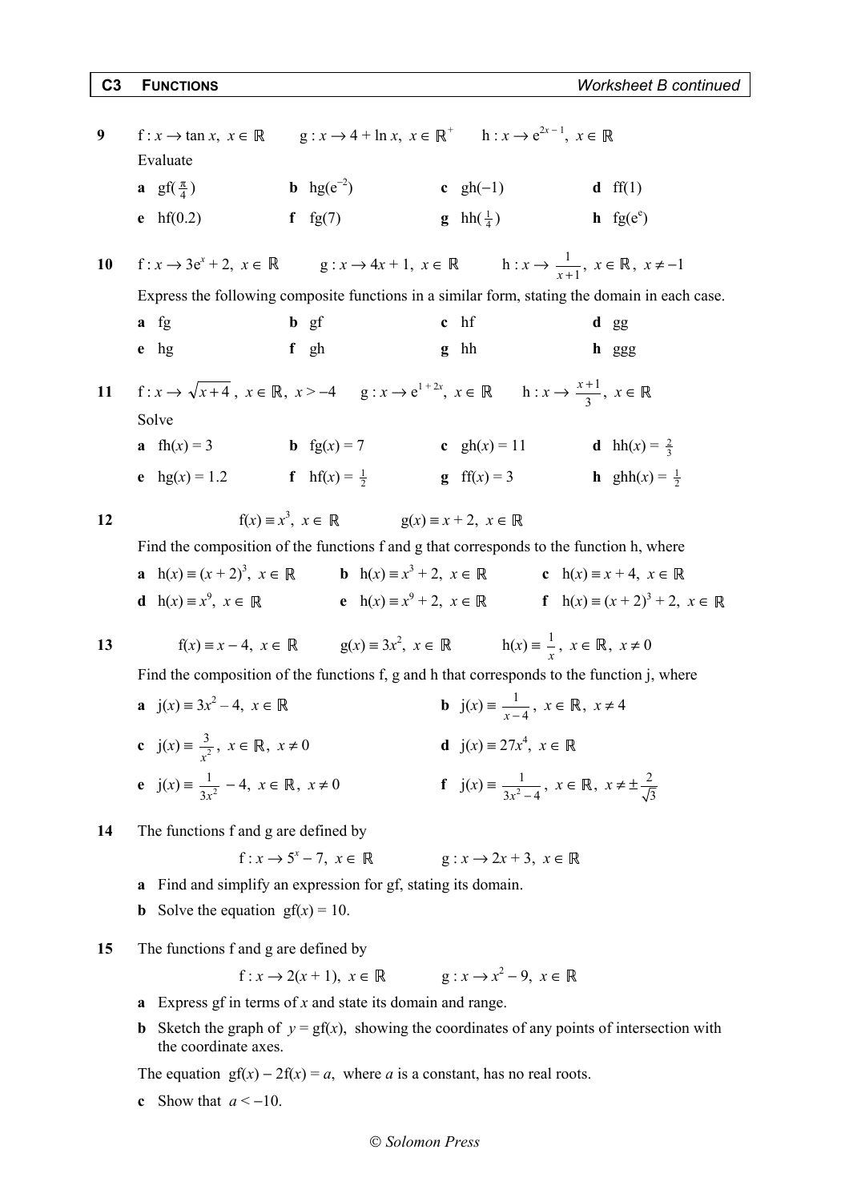**9** $\mathrm{f} : x \to \tan x,\ x \in \mathbb{R}$  $\mathrm{g} : x \to 4 + \ln x,\ x \in \mathbb{R}^+$  $\mathrm{h} : x \to \mathrm{e}^{2x-1},\ x \in \mathbb{R}$

Evaluate

**a** $\mathrm{gf}(\frac{\pi}{4})$ **b** $\mathrm{hg}(\mathrm{e}^{-2})$ **c** $\mathrm{gh}(-1)$ **d** $\mathrm{ff}(1)$

**e** $\mathrm{hf}(0.2)$ **f** $\mathrm{fg}(7)$ **g** $\mathrm{hh}(\frac{1}{4})$ **h** $\mathrm{fg}(\mathrm{e}^{\mathrm{e}})$

**10** $\mathrm{f} : x \to 3\mathrm{e}^x + 2,\ x \in \mathbb{R}$  $\mathrm{g} : x \to 4x + 1,\ x \in \mathbb{R}$  $\mathrm{h} : x \to \frac{1}{x+1},\ x \in \mathbb{R},\ x \neq -1$

Express the following composite functions in a similar form, stating the domain in each case.

**a** fg **b** gf **c** hf **d** gg

**e** hg **f** gh **g** hh **h** ggg

**11** $\mathrm{f} : x \to \sqrt{x+4},\ x \in \mathbb{R},\ x > -4$  $\mathrm{g} : x \to \mathrm{e}^{1+2x},\ x \in \mathbb{R}$  $\mathrm{h} : x \to \frac{x+1}{3},\ x \in \mathbb{R}$

Solve

**a** $\mathrm{fh}(x) = 3$ **b** $\mathrm{fg}(x) = 7$ **c** $\mathrm{gh}(x) = 11$ **d** $\mathrm{hh}(x) = \frac{2}{3}$

**e** $\mathrm{hg}(x) = 1.2$ **f** $\mathrm{hf}(x) = \frac{1}{2}$ **g** $\mathrm{ff}(x) = 3$ **h** $\mathrm{ghh}(x) = \frac{1}{2}$

**12** $\mathrm{f}(x) \equiv x^3,\ x \in \mathbb{R}$  $\mathrm{g}(x) \equiv x + 2,\ x \in \mathbb{R}$

Find the composition of the functions f and g that corresponds to the function h, where

**a** $\mathrm{h}(x) \equiv (x+2)^3,\ x \in \mathbb{R}$ **b** $\mathrm{h}(x) \equiv x^3 + 2,\ x \in \mathbb{R}$ **c** $\mathrm{h}(x) \equiv x + 4,\ x \in \mathbb{R}$

**d** $\mathrm{h}(x) \equiv x^9,\ x \in \mathbb{R}$ **e** $\mathrm{h}(x) \equiv x^9 + 2,\ x \in \mathbb{R}$ **f** $\mathrm{h}(x) \equiv (x+2)^3 + 2,\ x \in \mathbb{R}$

**13** $\mathrm{f}(x) \equiv x - 4,\ x \in \mathbb{R}$  $\mathrm{g}(x) \equiv 3x^2,\ x \in \mathbb{R}$  $\mathrm{h}(x) \equiv \frac{1}{x},\ x \in \mathbb{R},\ x \neq 0$

Find the composition of the functions f, g and h that corresponds to the function j, where

**a** $\mathrm{j}(x) \equiv 3x^2 - 4,\ x \in \mathbb{R}$ **b** $\mathrm{j}(x) \equiv \frac{1}{x-4},\ x \in \mathbb{R},\ x \neq 4$

**c** $\mathrm{j}(x) \equiv \frac{3}{x^2},\ x \in \mathbb{R},\ x \neq 0$ **d** $\mathrm{j}(x) \equiv 27x^4,\ x \in \mathbb{R}$

**e** $\mathrm{j}(x) \equiv \frac{1}{3x^2} - 4,\ x \in \mathbb{R},\ x \neq 0$ **f** $\mathrm{j}(x) \equiv \frac{1}{3x^2 - 4},\ x \in \mathbb{R},\ x \neq \pm\frac{2}{\sqrt{3}}$

**14** The functions f and g are defined by

$$\mathrm{f} : x \to 5^x - 7,\ x \in \mathbb{R} \qquad \mathrm{g} : x \to 2x + 3,\ x \in \mathbb{R}$$

**a** Find and simplify an expression for gf, stating its domain.

**b** Solve the equation $\mathrm{gf}(x) = 10$.

**15** The functions f and g are defined by

$$\mathrm{f} : x \to 2(x+1),\ x \in \mathbb{R} \qquad \mathrm{g} : x \to x^2 - 9,\ x \in \mathbb{R}$$

**a** Express gf in terms of $x$ and state its domain and range.

**b** Sketch the graph of $y = \mathrm{gf}(x)$, showing the coordinates of any points of intersection with the coordinate axes.

The equation $\mathrm{gf}(x) - 2\mathrm{f}(x) = a$, where $a$ is a constant, has no real roots.

**c** Show that $a < -10$.